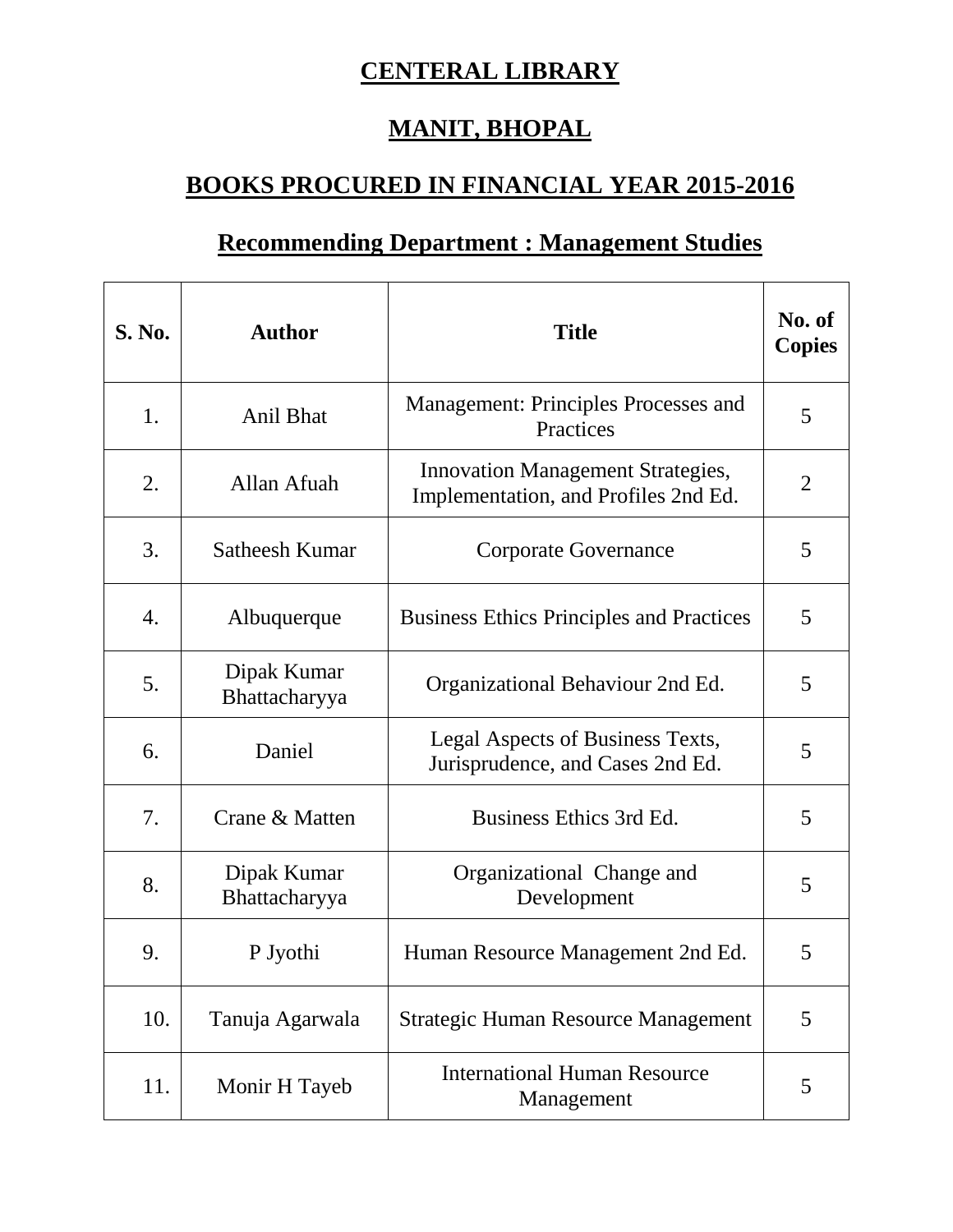# CENTERAL LIBRARY

# MANIT, BHOPAL

## BOOKS PROCURED IN FINANCIAL YEAR 2015-2016

## Recommending Department : Management Studies

| S. No. | Author | Title | No. of Copies |
|---|---|---|---|
| 1. | Anil Bhat | Management: Principles Processes and Practices | 5 |
| 2. | Allan Afuah | Innovation Management Strategies, Implementation, and Profiles 2nd Ed. | 2 |
| 3. | Satheesh Kumar | Corporate Governance | 5 |
| 4. | Albuquerque | Business Ethics Principles and Practices | 5 |
| 5. | Dipak Kumar Bhattacharyya | Organizational Behaviour 2nd Ed. | 5 |
| 6. | Daniel | Legal Aspects of Business Texts, Jurisprudence, and Cases 2nd Ed. | 5 |
| 7. | Crane & Matten | Business Ethics 3rd Ed. | 5 |
| 8. | Dipak Kumar Bhattacharyya | Organizational Change and Development | 5 |
| 9. | P Jyothi | Human Resource Management 2nd Ed. | 5 |
| 10. | Tanuja Agarwala | Strategic Human Resource Management | 5 |
| 11. | Monir H Tayeb | International Human Resource Management | 5 |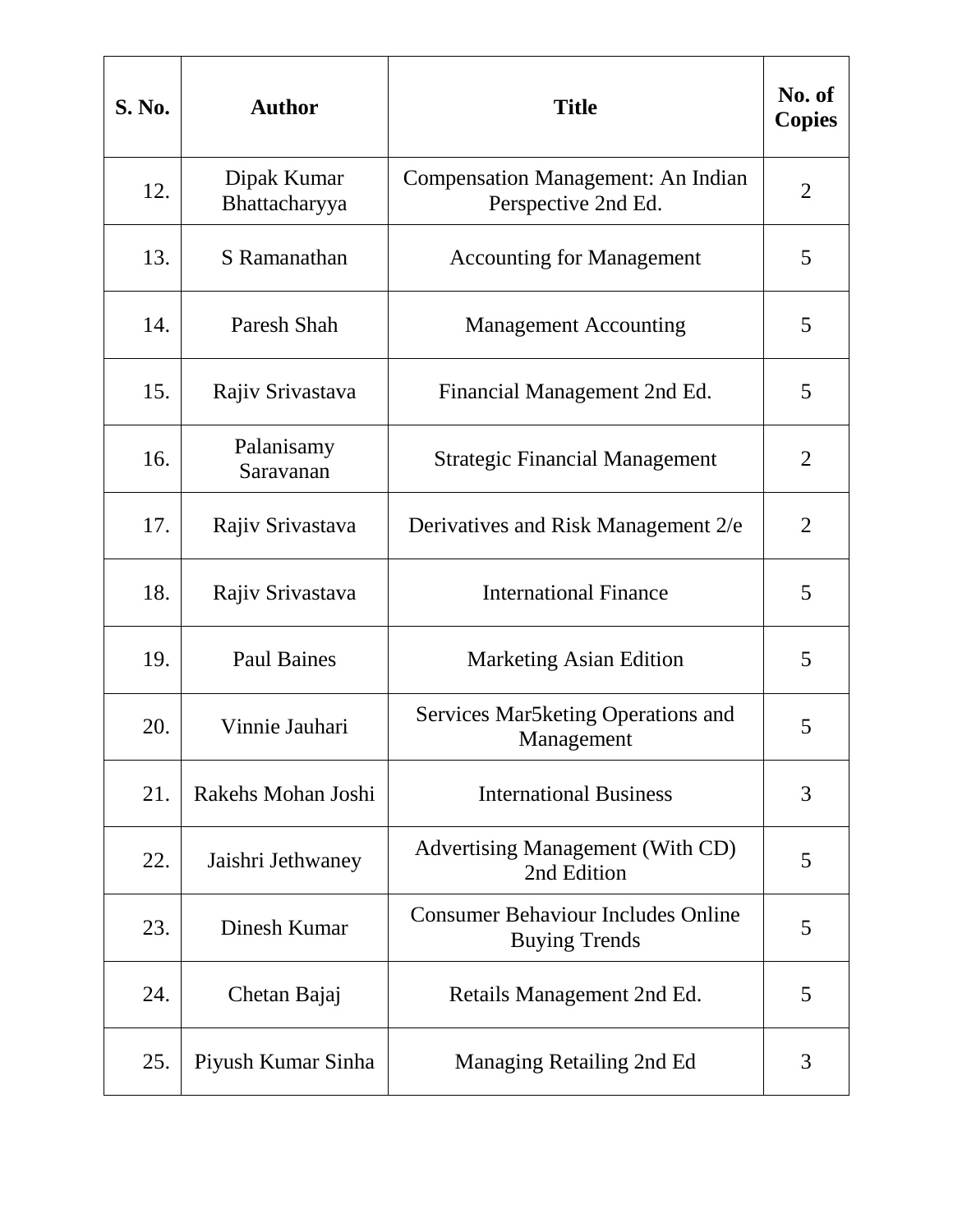| S. No. | Author | Title | No. of Copies |
|---|---|---|---|
| 12. | Dipak Kumar Bhattacharyya | Compensation Management: An Indian Perspective 2nd Ed. | 2 |
| 13. | S Ramanathan | Accounting for Management | 5 |
| 14. | Paresh Shah | Management Accounting | 5 |
| 15. | Rajiv Srivastava | Financial Management 2nd Ed. | 5 |
| 16. | Palanisamy Saravanan | Strategic Financial Management | 2 |
| 17. | Rajiv Srivastava | Derivatives and Risk Management 2/e | 2 |
| 18. | Rajiv Srivastava | International Finance | 5 |
| 19. | Paul Baines | Marketing Asian Edition | 5 |
| 20. | Vinnie Jauhari | Services Mar5keting Operations and Management | 5 |
| 21. | Rakehs Mohan Joshi | International Business | 3 |
| 22. | Jaishri Jethwaney | Advertising Management (With CD) 2nd Edition | 5 |
| 23. | Dinesh Kumar | Consumer Behaviour Includes Online Buying Trends | 5 |
| 24. | Chetan Bajaj | Retails Management 2nd Ed. | 5 |
| 25. | Piyush Kumar Sinha | Managing Retailing 2nd Ed | 3 |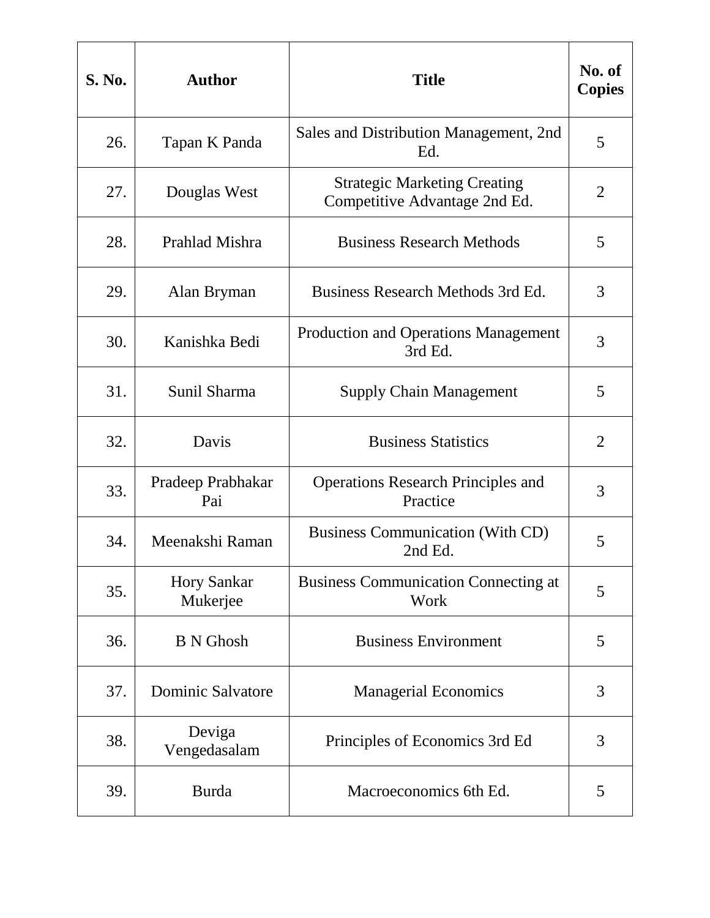| S. No. | Author | Title | No. of Copies |
|---|---|---|---|
| 26. | Tapan K Panda | Sales and Distribution Management, 2nd Ed. | 5 |
| 27. | Douglas West | Strategic Marketing Creating Competitive Advantage 2nd Ed. | 2 |
| 28. | Prahlad Mishra | Business Research Methods | 5 |
| 29. | Alan Bryman | Business Research Methods 3rd Ed. | 3 |
| 30. | Kanishka Bedi | Production and Operations Management 3rd Ed. | 3 |
| 31. | Sunil Sharma | Supply Chain Management | 5 |
| 32. | Davis | Business Statistics | 2 |
| 33. | Pradeep Prabhakar Pai | Operations Research Principles and Practice | 3 |
| 34. | Meenakshi Raman | Business Communication (With CD) 2nd Ed. | 5 |
| 35. | Hory Sankar Mukerjee | Business Communication Connecting at Work | 5 |
| 36. | B N Ghosh | Business Environment | 5 |
| 37. | Dominic Salvatore | Managerial Economics | 3 |
| 38. | Deviga Vengedasalam | Principles of Economics 3rd Ed | 3 |
| 39. | Burda | Macroeconomics 6th Ed. | 5 |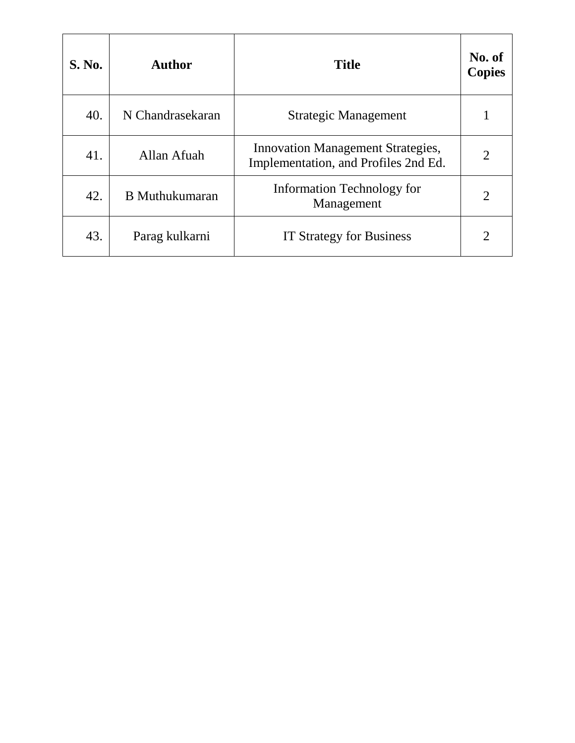| S. No. | Author | Title | No. of Copies |
|---|---|---|---|
| 40. | N Chandrasekaran | Strategic Management | 1 |
| 41. | Allan Afuah | Innovation Management Strategies, Implementation, and Profiles 2nd Ed. | 2 |
| 42. | B Muthukumaran | Information Technology for Management | 2 |
| 43. | Parag kulkarni | IT Strategy for Business | 2 |